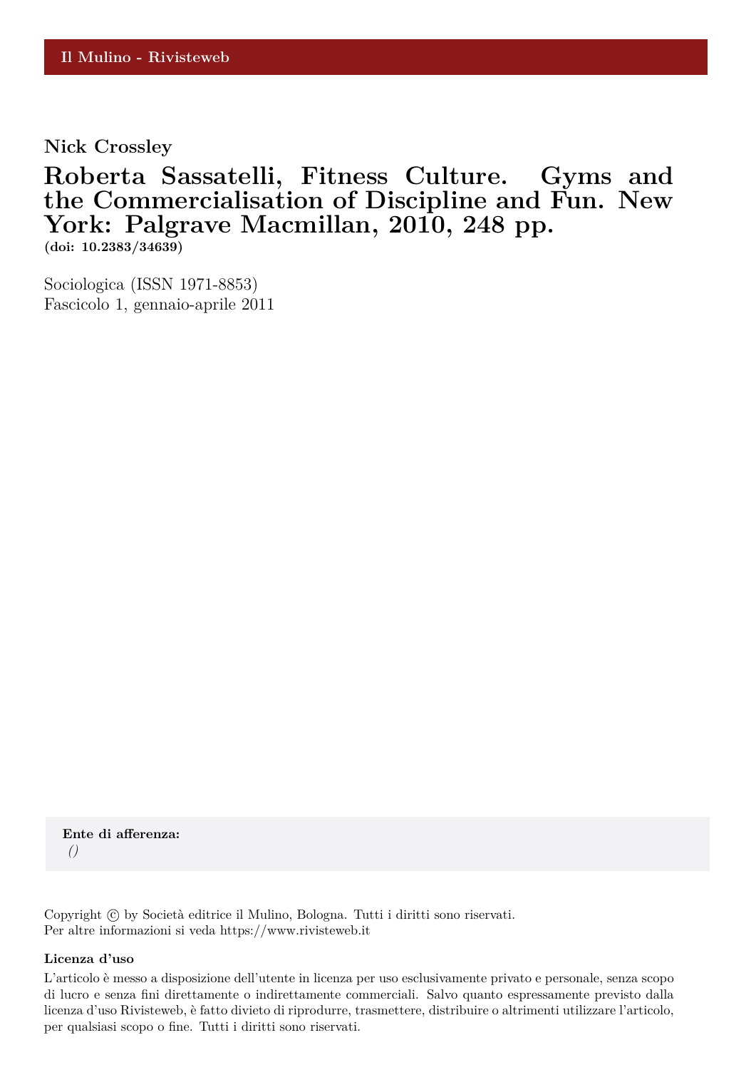Il Mulino - Rivisteweb

**Nick Crossley**

# Roberta Sassatelli, Fitness Culture. Gyms and the Commercialisation of Discipline and Fun. New York: Palgrave Macmillan, 2010, 248 pp.

**(doi: 10.2383/34639)**

Sociologica (ISSN 1971-8853)
Fascicolo 1, gennaio-aprile 2011

**Ente di afferenza:**
*()*

Copyright © by Società editrice il Mulino, Bologna. Tutti i diritti sono riservati.
Per altre informazioni si veda https://www.rivisteweb.it

**Licenza d'uso**

L'articolo è messo a disposizione dell'utente in licenza per uso esclusivamente privato e personale, senza scopo di lucro e senza fini direttamente o indirettamente commerciali. Salvo quanto espressamente previsto dalla licenza d'uso Rivisteweb, è fatto divieto di riprodurre, trasmettere, distribuire o altrimenti utilizzare l'articolo, per qualsiasi scopo o fine. Tutti i diritti sono riservati.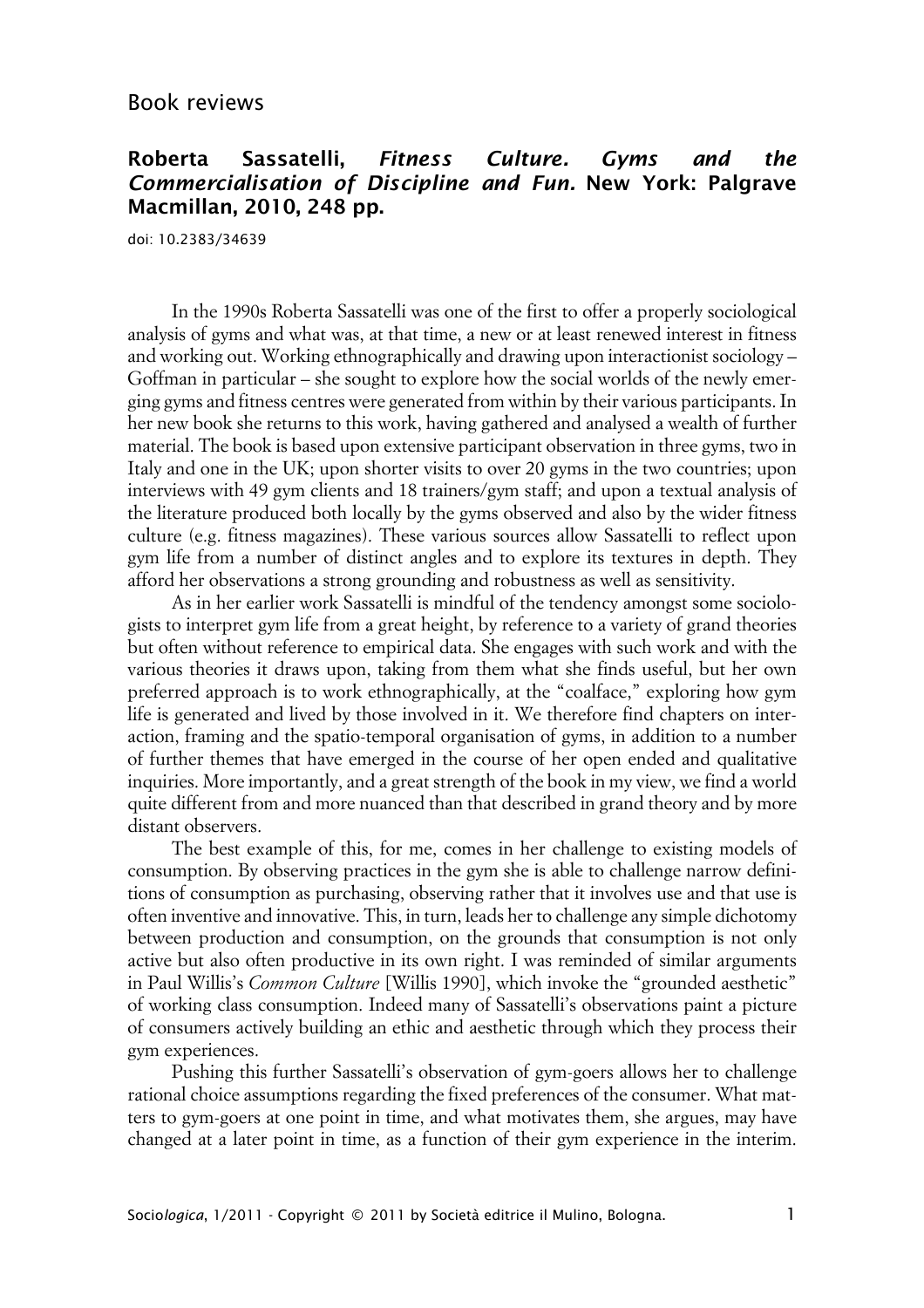Book reviews

## Roberta Sassatelli, *Fitness Culture. Gyms and the Commercialisation of Discipline and Fun.* New York: Palgrave Macmillan, 2010, 248 pp.

doi: 10.2383/34639

In the 1990s Roberta Sassatelli was one of the first to offer a properly sociological analysis of gyms and what was, at that time, a new or at least renewed interest in fitness and working out. Working ethnographically and drawing upon interactionist sociology – Goffman in particular – she sought to explore how the social worlds of the newly emerging gyms and fitness centres were generated from within by their various participants. In her new book she returns to this work, having gathered and analysed a wealth of further material. The book is based upon extensive participant observation in three gyms, two in Italy and one in the UK; upon shorter visits to over 20 gyms in the two countries; upon interviews with 49 gym clients and 18 trainers/gym staff; and upon a textual analysis of the literature produced both locally by the gyms observed and also by the wider fitness culture (e.g. fitness magazines). These various sources allow Sassatelli to reflect upon gym life from a number of distinct angles and to explore its textures in depth. They afford her observations a strong grounding and robustness as well as sensitivity.

As in her earlier work Sassatelli is mindful of the tendency amongst some sociologists to interpret gym life from a great height, by reference to a variety of grand theories but often without reference to empirical data. She engages with such work and with the various theories it draws upon, taking from them what she finds useful, but her own preferred approach is to work ethnographically, at the "coalface," exploring how gym life is generated and lived by those involved in it. We therefore find chapters on interaction, framing and the spatio-temporal organisation of gyms, in addition to a number of further themes that have emerged in the course of her open ended and qualitative inquiries. More importantly, and a great strength of the book in my view, we find a world quite different from and more nuanced than that described in grand theory and by more distant observers.

The best example of this, for me, comes in her challenge to existing models of consumption. By observing practices in the gym she is able to challenge narrow definitions of consumption as purchasing, observing rather that it involves use and that use is often inventive and innovative. This, in turn, leads her to challenge any simple dichotomy between production and consumption, on the grounds that consumption is not only active but also often productive in its own right. I was reminded of similar arguments in Paul Willis's *Common Culture* [Willis 1990], which invoke the "grounded aesthetic" of working class consumption. Indeed many of Sassatelli's observations paint a picture of consumers actively building an ethic and aesthetic through which they process their gym experiences.

Pushing this further Sassatelli's observation of gym-goers allows her to challenge rational choice assumptions regarding the fixed preferences of the consumer. What matters to gym-goers at one point in time, and what motivates them, she argues, may have changed at a later point in time, as a function of their gym experience in the interim.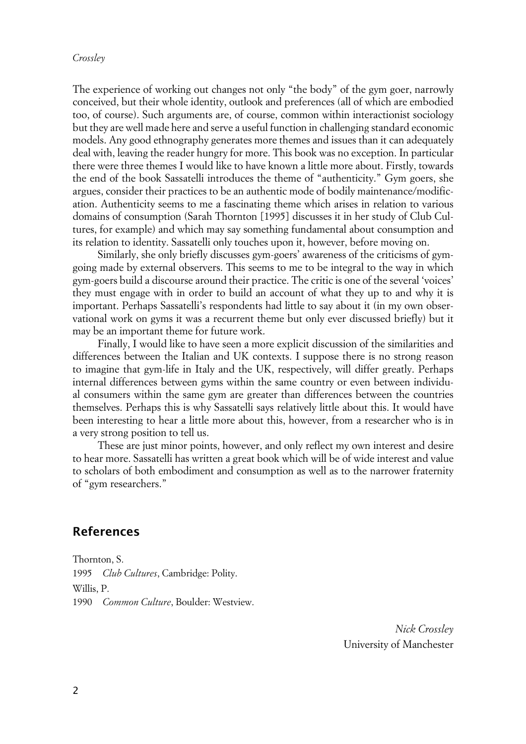The experience of working out changes not only "the body" of the gym goer, narrowly conceived, but their whole identity, outlook and preferences (all of which are embodied too, of course). Such arguments are, of course, common within interactionist sociology but they are well made here and serve a useful function in challenging standard economic models. Any good ethnography generates more themes and issues than it can adequately deal with, leaving the reader hungry for more. This book was no exception. In particular there were three themes I would like to have known a little more about. Firstly, towards the end of the book Sassatelli introduces the theme of "authenticity." Gym goers, she argues, consider their practices to be an authentic mode of bodily maintenance/modification. Authenticity seems to me a fascinating theme which arises in relation to various domains of consumption (Sarah Thornton [1995] discusses it in her study of Club Cultures, for example) and which may say something fundamental about consumption and its relation to identity. Sassatelli only touches upon it, however, before moving on.

Similarly, she only briefly discusses gym-goers' awareness of the criticisms of gym-going made by external observers. This seems to me to be integral to the way in which gym-goers build a discourse around their practice. The critic is one of the several 'voices' they must engage with in order to build an account of what they up to and why it is important. Perhaps Sassatelli's respondents had little to say about it (in my own observational work on gyms it was a recurrent theme but only ever discussed briefly) but it may be an important theme for future work.

Finally, I would like to have seen a more explicit discussion of the similarities and differences between the Italian and UK contexts. I suppose there is no strong reason to imagine that gym-life in Italy and the UK, respectively, will differ greatly. Perhaps internal differences between gyms within the same country or even between individual consumers within the same gym are greater than differences between the countries themselves. Perhaps this is why Sassatelli says relatively little about this. It would have been interesting to hear a little more about this, however, from a researcher who is in a very strong position to tell us.

These are just minor points, however, and only reflect my own interest and desire to hear more. Sassatelli has written a great book which will be of wide interest and value to scholars of both embodiment and consumption as well as to the narrower fraternity of "gym researchers."

## References

Thornton, S.
1995 *Club Cultures*, Cambridge: Polity.

Willis, P.
1990 *Common Culture*, Boulder: Westview.

*Nick Crossley*
University of Manchester